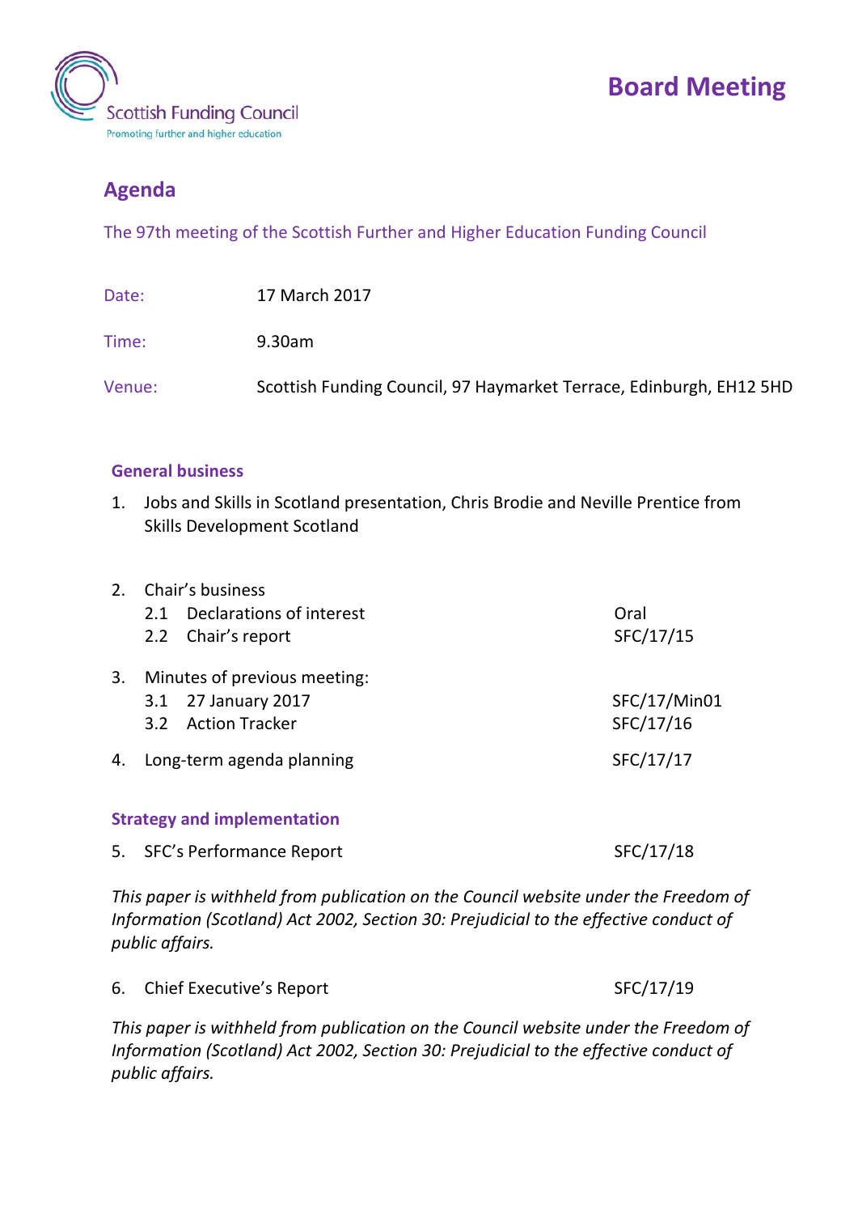Scottish Funding Council
Promoting further and higher education

# Board Meeting

## Agenda

The 97th meeting of the Scottish Further and Higher Education Funding Council

| | |
|---|---|
| Date: | 17 March 2017 |
| Time: | 9.30am |
| Venue: | Scottish Funding Council, 97 Haymarket Terrace, Edinburgh, EH12 5HD |

### General business

1. Jobs and Skills in Scotland presentation, Chris Brodie and Neville Prentice from Skills Development Scotland

| | |
|---|---|
| 2. Chair's business | |
| 2.1 Declarations of interest | Oral |
| 2.2 Chair's report | SFC/17/15 |
| 3. Minutes of previous meeting: | |
| 3.1 27 January 2017 | SFC/17/Min01 |
| 3.2 Action Tracker | SFC/17/16 |
| 4. Long-term agenda planning | SFC/17/17 |

### Strategy and implementation

| | |
|---|---|
| 5. SFC's Performance Report | SFC/17/18 |

*This paper is withheld from publication on the Council website under the Freedom of Information (Scotland) Act 2002, Section 30: Prejudicial to the effective conduct of public affairs.*

| | |
|---|---|
| 6. Chief Executive's Report | SFC/17/19 |

*This paper is withheld from publication on the Council website under the Freedom of Information (Scotland) Act 2002, Section 30: Prejudicial to the effective conduct of public affairs.*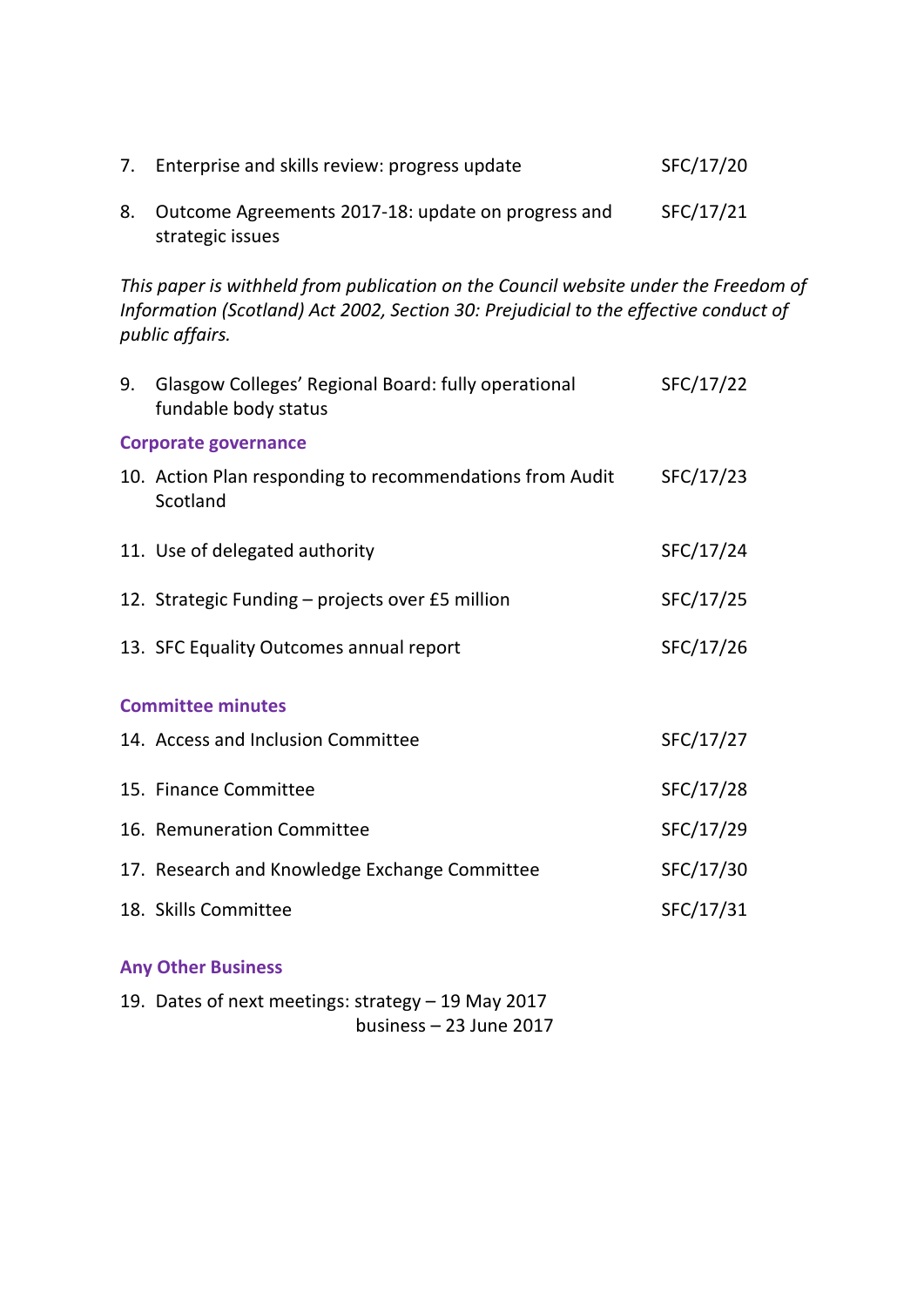| | | |
|---|---|---|
| 7. | Enterprise and skills review: progress update | SFC/17/20 |
| 8. | Outcome Agreements 2017-18: update on progress and strategic issues | SFC/17/21 |

*This paper is withheld from publication on the Council website under the Freedom of Information (Scotland) Act 2002, Section 30: Prejudicial to the effective conduct of public affairs.*

| | | |
|---|---|---|
| 9. | Glasgow Colleges' Regional Board: fully operational fundable body status | SFC/17/22 |

**Corporate governance**

| | | |
|---|---|---|
| 10. | Action Plan responding to recommendations from Audit Scotland | SFC/17/23 |
| 11. | Use of delegated authority | SFC/17/24 |
| 12. | Strategic Funding – projects over £5 million | SFC/17/25 |
| 13. | SFC Equality Outcomes annual report | SFC/17/26 |

**Committee minutes**

| | | |
|---|---|---|
| 14. | Access and Inclusion Committee | SFC/17/27 |
| 15. | Finance Committee | SFC/17/28 |
| 16. | Remuneration Committee | SFC/17/29 |
| 17. | Research and Knowledge Exchange Committee | SFC/17/30 |
| 18. | Skills Committee | SFC/17/31 |

**Any Other Business**

19. Dates of next meetings: strategy – 19 May 2017
    business – 23 June 2017